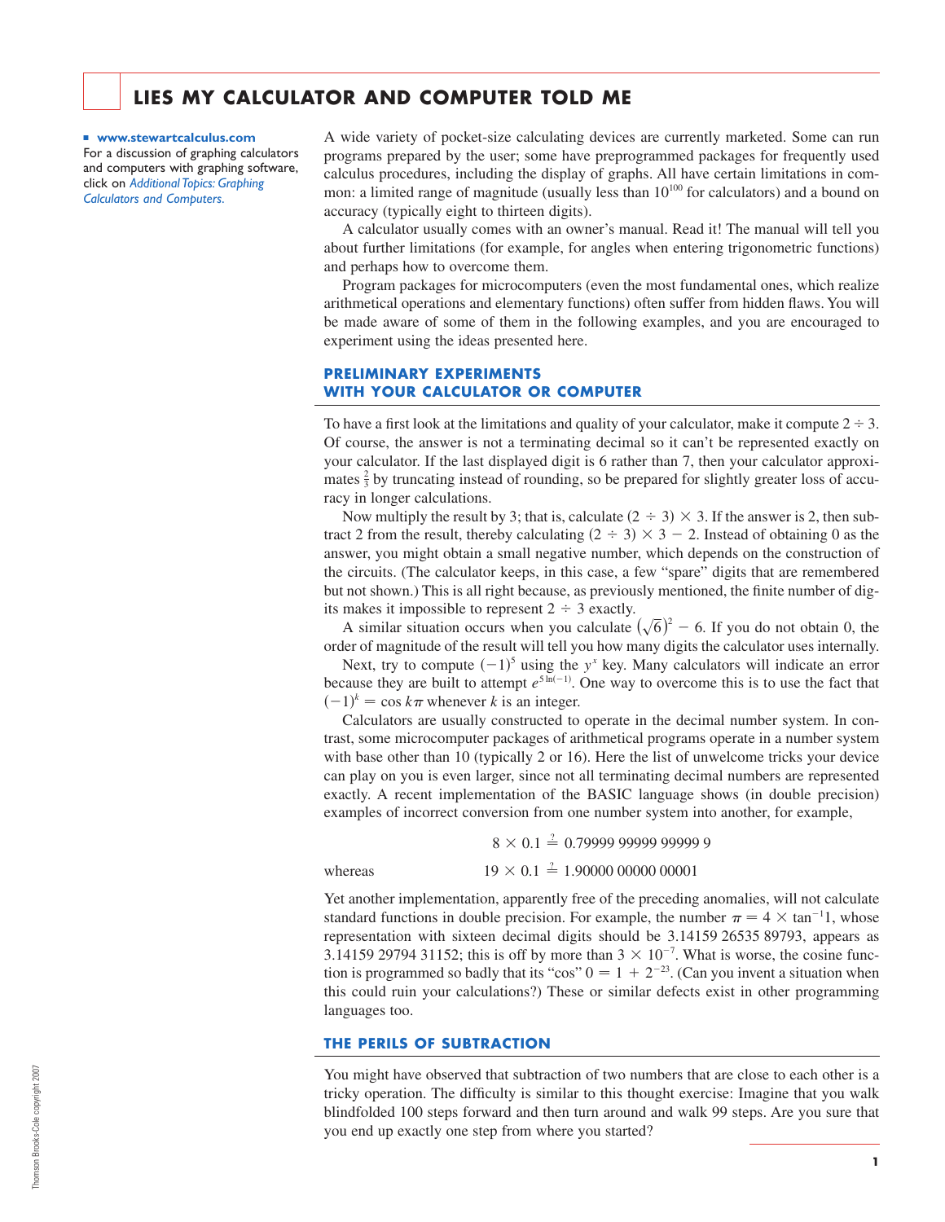# LIES MY CALCULATOR AND COMPUTER TOLD ME

■ **www.stewartcalculus.com**
For a discussion of graphing calculators and computers with graphing software, click on *Additional Topics: Graphing Calculators and Computers.*

A wide variety of pocket-size calculating devices are currently marketed. Some can run programs prepared by the user; some have preprogrammed packages for frequently used calculus procedures, including the display of graphs. All have certain limitations in common: a limited range of magnitude (usually less than $10^{100}$ for calculators) and a bound on accuracy (typically eight to thirteen digits).

A calculator usually comes with an owner's manual. Read it! The manual will tell you about further limitations (for example, for angles when entering trigonometric functions) and perhaps how to overcome them.

Program packages for microcomputers (even the most fundamental ones, which realize arithmetical operations and elementary functions) often suffer from hidden flaws. You will be made aware of some of them in the following examples, and you are encouraged to experiment using the ideas presented here.

## PRELIMINARY EXPERIMENTS WITH YOUR CALCULATOR OR COMPUTER

To have a first look at the limitations and quality of your calculator, make it compute $2 \div 3$. Of course, the answer is not a terminating decimal so it can't be represented exactly on your calculator. If the last displayed digit is 6 rather than 7, then your calculator approximates $\frac{2}{3}$ by truncating instead of rounding, so be prepared for slightly greater loss of accuracy in longer calculations.

Now multiply the result by 3; that is, calculate $(2 \div 3) \times 3$. If the answer is 2, then subtract 2 from the result, thereby calculating $(2 \div 3) \times 3 - 2$. Instead of obtaining 0 as the answer, you might obtain a small negative number, which depends on the construction of the circuits. (The calculator keeps, in this case, a few "spare" digits that are remembered but not shown.) This is all right because, as previously mentioned, the finite number of digits makes it impossible to represent $2 \div 3$ exactly.

A similar situation occurs when you calculate $(\sqrt{6})^2 - 6$. If you do not obtain 0, the order of magnitude of the result will tell you how many digits the calculator uses internally.

Next, try to compute $(-1)^5$ using the $y^x$ key. Many calculators will indicate an error because they are built to attempt $e^{5\ln(-1)}$. One way to overcome this is to use the fact that $(-1)^k = \cos k\pi$ whenever $k$ is an integer.

Calculators are usually constructed to operate in the decimal number system. In contrast, some microcomputer packages of arithmetical programs operate in a number system with base other than 10 (typically 2 or 16). Here the list of unwelcome tricks your device can play on you is even larger, since not all terminating decimal numbers are represented exactly. A recent implementation of the BASIC language shows (in double precision) examples of incorrect conversion from one number system into another, for example,

$$8 \times 0.1 \stackrel{?}{=} 0.79999\ 99999\ 99999\ 9$$

whereas

$$19 \times 0.1 \stackrel{?}{=} 1.90000\ 00000\ 00001$$

Yet another implementation, apparently free of the preceding anomalies, will not calculate standard functions in double precision. For example, the number $\pi = 4 \times \tan^{-1}1$, whose representation with sixteen decimal digits should be 3.14159 26535 89793, appears as 3.14159 29794 31152; this is off by more than $3 \times 10^{-7}$. What is worse, the cosine function is programmed so badly that its "cos" $0 = 1 + 2^{-23}$. (Can you invent a situation when this could ruin your calculations?) These or similar defects exist in other programming languages too.

## THE PERILS OF SUBTRACTION

You might have observed that subtraction of two numbers that are close to each other is a tricky operation. The difficulty is similar to this thought exercise: Imagine that you walk blindfolded 100 steps forward and then turn around and walk 99 steps. Are you sure that you end up exactly one step from where you started?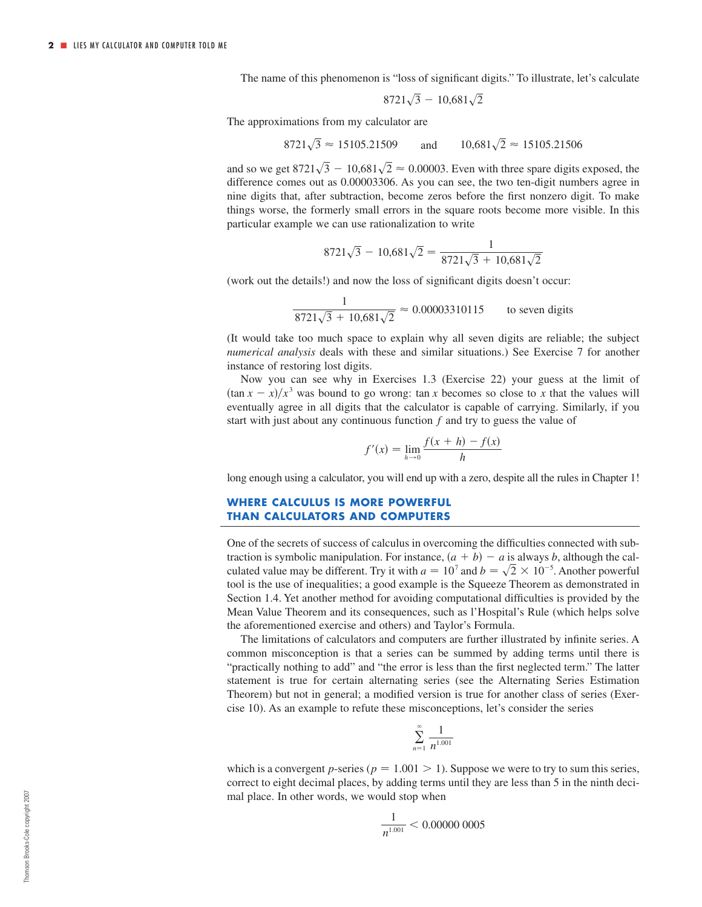The name of this phenomenon is "loss of significant digits." To illustrate, let's calculate

$$8721\sqrt{3} - 10{,}681\sqrt{2}$$

The approximations from my calculator are

$$8721\sqrt{3} \approx 15105.21509 \qquad \text{and} \qquad 10{,}681\sqrt{2} \approx 15105.21506$$

and so we get $8721\sqrt{3} - 10{,}681\sqrt{2} \approx 0.00003$. Even with three spare digits exposed, the difference comes out as 0.00003306. As you can see, the two ten-digit numbers agree in nine digits that, after subtraction, become zeros before the first nonzero digit. To make things worse, the formerly small errors in the square roots become more visible. In this particular example we can use rationalization to write

$$8721\sqrt{3} - 10{,}681\sqrt{2} = \frac{1}{8721\sqrt{3} + 10{,}681\sqrt{2}}$$

(work out the details!) and now the loss of significant digits doesn't occur:

$$\frac{1}{8721\sqrt{3} + 10{,}681\sqrt{2}} \approx 0.00003310115 \qquad \text{to seven digits}$$

(It would take too much space to explain why all seven digits are reliable; the subject *numerical analysis* deals with these and similar situations.) See Exercise 7 for another instance of restoring lost digits.

Now you can see why in Exercises 1.3 (Exercise 22) your guess at the limit of $(\tan x - x)/x^3$ was bound to go wrong: $\tan x$ becomes so close to $x$ that the values will eventually agree in all digits that the calculator is capable of carrying. Similarly, if you start with just about any continuous function $f$ and try to guess the value of

$$f'(x) = \lim_{h \to 0} \frac{f(x + h) - f(x)}{h}$$

long enough using a calculator, you will end up with a zero, despite all the rules in Chapter 1!

## WHERE CALCULUS IS MORE POWERFUL THAN CALCULATORS AND COMPUTERS

One of the secrets of success of calculus in overcoming the difficulties connected with subtraction is symbolic manipulation. For instance, $(a + b) - a$ is always $b$, although the calculated value may be different. Try it with $a = 10^7$ and $b = \sqrt{2} \times 10^{-5}$. Another powerful tool is the use of inequalities; a good example is the Squeeze Theorem as demonstrated in Section 1.4. Yet another method for avoiding computational difficulties is provided by the Mean Value Theorem and its consequences, such as l'Hospital's Rule (which helps solve the aforementioned exercise and others) and Taylor's Formula.

The limitations of calculators and computers are further illustrated by infinite series. A common misconception is that a series can be summed by adding terms until there is "practically nothing to add" and "the error is less than the first neglected term." The latter statement is true for certain alternating series (see the Alternating Series Estimation Theorem) but not in general; a modified version is true for another class of series (Exercise 10). As an example to refute these misconceptions, let's consider the series

$$\sum_{n=1}^{\infty} \frac{1}{n^{1.001}}$$

which is a convergent $p$-series ($p = 1.001 > 1$). Suppose we were to try to sum this series, correct to eight decimal places, by adding terms until they are less than 5 in the ninth decimal place. In other words, we would stop when

$$\frac{1}{n^{1.001}} < 0.00000\,0005$$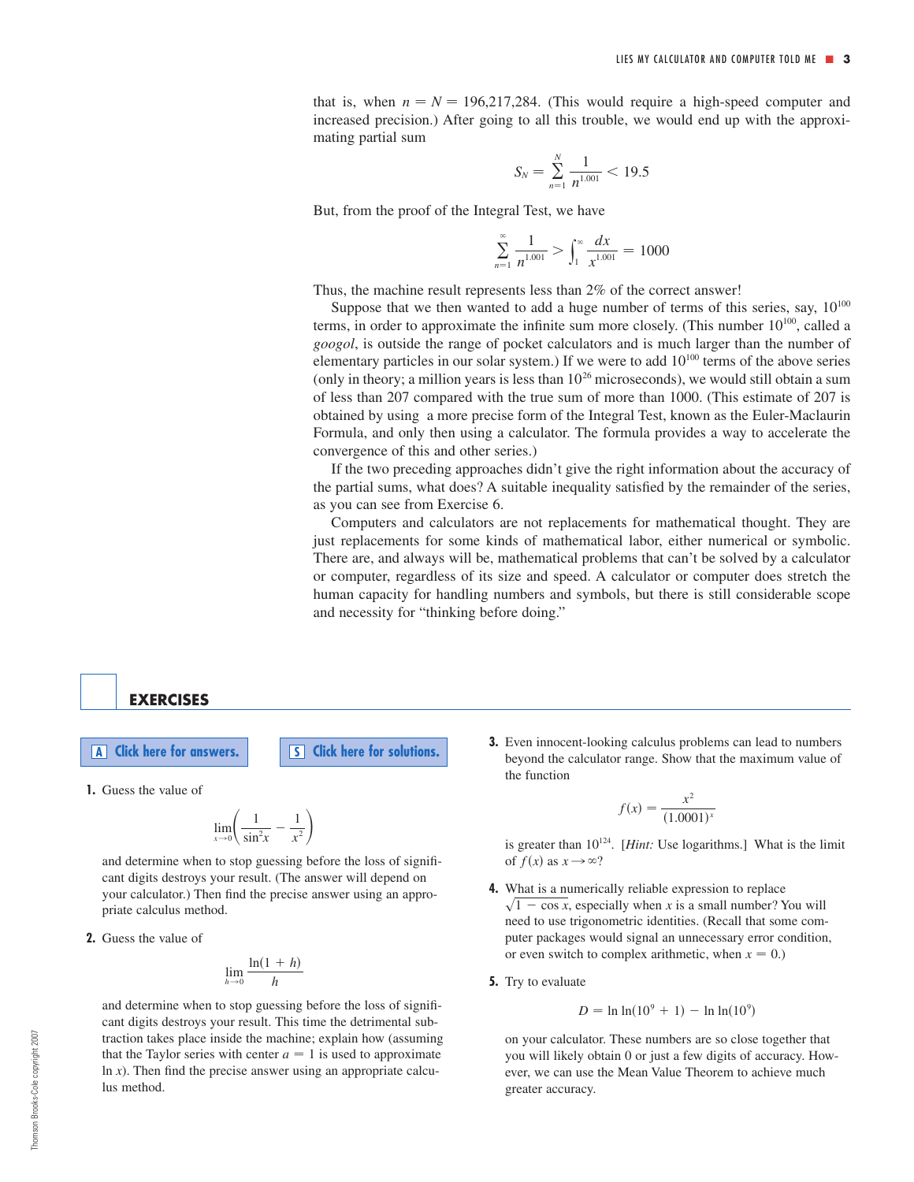that is, when $n = N = 196{,}217{,}284$. (This would require a high-speed computer and increased precision.) After going to all this trouble, we would end up with the approximating partial sum

$$S_N = \sum_{n=1}^{N} \frac{1}{n^{1.001}} < 19.5$$

But, from the proof of the Integral Test, we have

$$\sum_{n=1}^{\infty} \frac{1}{n^{1.001}} > \int_1^{\infty} \frac{dx}{x^{1.001}} = 1000$$

Thus, the machine result represents less than 2% of the correct answer!

Suppose that we then wanted to add a huge number of terms of this series, say, $10^{100}$ terms, in order to approximate the infinite sum more closely. (This number $10^{100}$, called a *googol*, is outside the range of pocket calculators and is much larger than the number of elementary particles in our solar system.) If we were to add $10^{100}$ terms of the above series (only in theory; a million years is less than $10^{26}$ microseconds), we would still obtain a sum of less than 207 compared with the true sum of more than 1000. (This estimate of 207 is obtained by using a more precise form of the Integral Test, known as the Euler-Maclaurin Formula, and only then using a calculator. The formula provides a way to accelerate the convergence of this and other series.)

If the two preceding approaches didn't give the right information about the accuracy of the partial sums, what does? A suitable inequality satisfied by the remainder of the series, as you can see from Exercise 6.

Computers and calculators are not replacements for mathematical thought. They are just replacements for some kinds of mathematical labor, either numerical or symbolic. There are, and always will be, mathematical problems that can't be solved by a calculator or computer, regardless of its size and speed. A calculator or computer does stretch the human capacity for handling numbers and symbols, but there is still considerable scope and necessity for "thinking before doing."

## EXERCISES

**A** Click here for answers. **S** Click here for solutions.

**1.** Guess the value of

$$\lim_{x \to 0} \left( \frac{1}{\sin^2 x} - \frac{1}{x^2} \right)$$

and determine when to stop guessing before the loss of significant digits destroys your result. (The answer will depend on your calculator.) Then find the precise answer using an appropriate calculus method.

**2.** Guess the value of

$$\lim_{h \to 0} \frac{\ln(1 + h)}{h}$$

and determine when to stop guessing before the loss of significant digits destroys your result. This time the detrimental subtraction takes place inside the machine; explain how (assuming that the Taylor series with center $a = 1$ is used to approximate $\ln x$). Then find the precise answer using an appropriate calculus method.

**3.** Even innocent-looking calculus problems can lead to numbers beyond the calculator range. Show that the maximum value of the function

$$f(x) = \frac{x^2}{(1.0001)^x}$$

is greater than $10^{124}$. [*Hint:* Use logarithms.] What is the limit of $f(x)$ as $x \to \infty$?

**4.** What is a numerically reliable expression to replace $\sqrt{1 - \cos x}$, especially when $x$ is a small number? You will need to use trigonometric identities. (Recall that some computer packages would signal an unnecessary error condition, or even switch to complex arithmetic, when $x = 0$.)

**5.** Try to evaluate

$$D = \ln \ln(10^9 + 1) - \ln \ln(10^9)$$

on your calculator. These numbers are so close together that you will likely obtain 0 or just a few digits of accuracy. However, we can use the Mean Value Theorem to achieve much greater accuracy.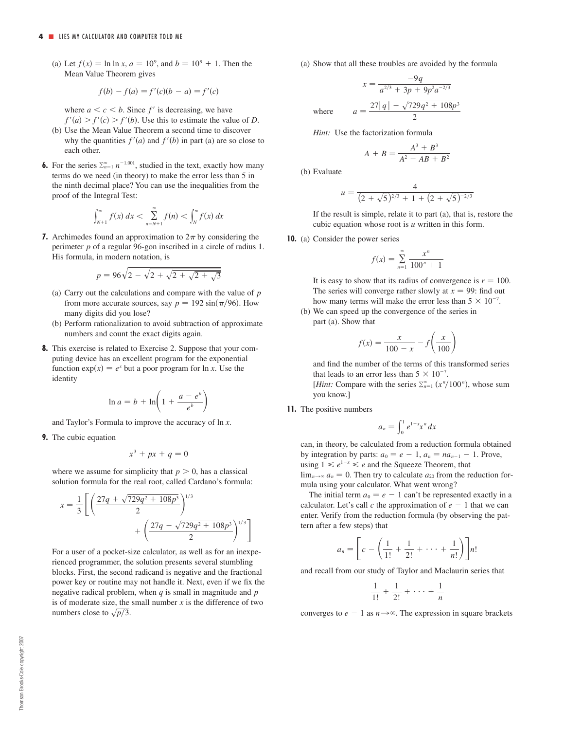(a) Let $f(x) = \ln \ln x$, $a = 10^9$, and $b = 10^9 + 1$. Then the Mean Value Theorem gives

$$f(b) - f(a) = f'(c)(b - a) = f'(c)$$

where $a < c < b$. Since $f'$ is decreasing, we have $f'(a) > f'(c) > f'(b)$. Use this to estimate the value of $D$.

(b) Use the Mean Value Theorem a second time to discover why the quantities $f'(a)$ and $f'(b)$ in part (a) are so close to each other.

**6.** For the series $\sum_{n=1}^{\infty} n^{-1.001}$, studied in the text, exactly how many terms do we need (in theory) to make the error less than 5 in the ninth decimal place? You can use the inequalities from the proof of the Integral Test:

$$\int_{N+1}^{\infty} f(x)\,dx < \sum_{n=N+1}^{\infty} f(n) < \int_{N}^{\infty} f(x)\,dx$$

**7.** Archimedes found an approximation to $2\pi$ by considering the perimeter $p$ of a regular 96-gon inscribed in a circle of radius 1. His formula, in modern notation, is

$$p = 96\sqrt{2 - \sqrt{2 + \sqrt{2 + \sqrt{2 + \sqrt{3}}}}}$$

(a) Carry out the calculations and compare with the value of $p$ from more accurate sources, say $p = 192 \sin(\pi/96)$. How many digits did you lose?

(b) Perform rationalization to avoid subtraction of approximate numbers and count the exact digits again.

**8.** This exercise is related to Exercise 2. Suppose that your computing device has an excellent program for the exponential function $\exp(x) = e^x$ but a poor program for $\ln x$. Use the identity

$$\ln a = b + \ln\left(1 + \frac{a - e^b}{e^b}\right)$$

and Taylor's Formula to improve the accuracy of $\ln x$.

**9.** The cubic equation

$$x^3 + px + q = 0$$

where we assume for simplicity that $p > 0$, has a classical solution formula for the real root, called Cardano's formula:

$$x = \frac{1}{3}\left[\left(\frac{27q + \sqrt{729q^2 + 108p^3}}{2}\right)^{1/3} + \left(\frac{27q - \sqrt{729q^2 + 108p^3}}{2}\right)^{1/3}\right]$$

For a user of a pocket-size calculator, as well as for an inexperienced programmer, the solution presents several stumbling blocks. First, the second radicand is negative and the fractional power key or routine may not handle it. Next, even if we fix the negative radical problem, when $q$ is small in magnitude and $p$ is of moderate size, the small number $x$ is the difference of two numbers close to $\sqrt{p/3}$.

(a) Show that all these troubles are avoided by the formula

$$x = \frac{-9q}{a^{2/3} + 3p + 9p^2 a^{-2/3}}$$

where $$a = \frac{27|q| + \sqrt{729q^2 + 108p^3}}{2}$$

*Hint:* Use the factorization formula

$$A + B = \frac{A^3 + B^3}{A^2 - AB + B^2}$$

(b) Evaluate

$$u = \frac{4}{(2 + \sqrt{5})^{2/3} + 1 + (2 + \sqrt{5})^{-2/3}}$$

If the result is simple, relate it to part (a), that is, restore the cubic equation whose root is $u$ written in this form.

**10.** (a) Consider the power series

$$f(x) = \sum_{n=1}^{\infty} \frac{x^n}{100^n + 1}$$

It is easy to show that its radius of convergence is $r = 100$. The series will converge rather slowly at $x = 99$: find out how many terms will make the error less than $5 \times 10^{-7}$.

(b) We can speed up the convergence of the series in part (a). Show that

$$f(x) = \frac{x}{100 - x} - f\left(\frac{x}{100}\right)$$

and find the number of the terms of this transformed series that leads to an error less than $5 \times 10^{-7}$.
[*Hint:* Compare with the series $\sum_{n=1}^{\infty} (x^n/100^n)$, whose sum you know.]

**11.** The positive numbers

$$a_n = \int_0^1 e^{1-x} x^n \, dx$$

can, in theory, be calculated from a reduction formula obtained by integration by parts: $a_0 = e - 1$, $a_n = n a_{n-1} - 1$. Prove, using $1 \leq e^{1-x} \leq e$ and the Squeeze Theorem, that $\lim_{n\to\infty} a_n = 0$. Then try to calculate $a_{20}$ from the reduction formula using your calculator. What went wrong?

The initial term $a_0 = e - 1$ can't be represented exactly in a calculator. Let's call $c$ the approximation of $e - 1$ that we can enter. Verify from the reduction formula (by observing the pattern after a few steps) that

$$a_n = \left[c - \left(\frac{1}{1!} + \frac{1}{2!} + \cdots + \frac{1}{n!}\right)\right] n!$$

and recall from our study of Taylor and Maclaurin series that

$$\frac{1}{1!} + \frac{1}{2!} + \cdots + \frac{1}{n}$$

converges to $e - 1$ as $n \to \infty$. The expression in square brackets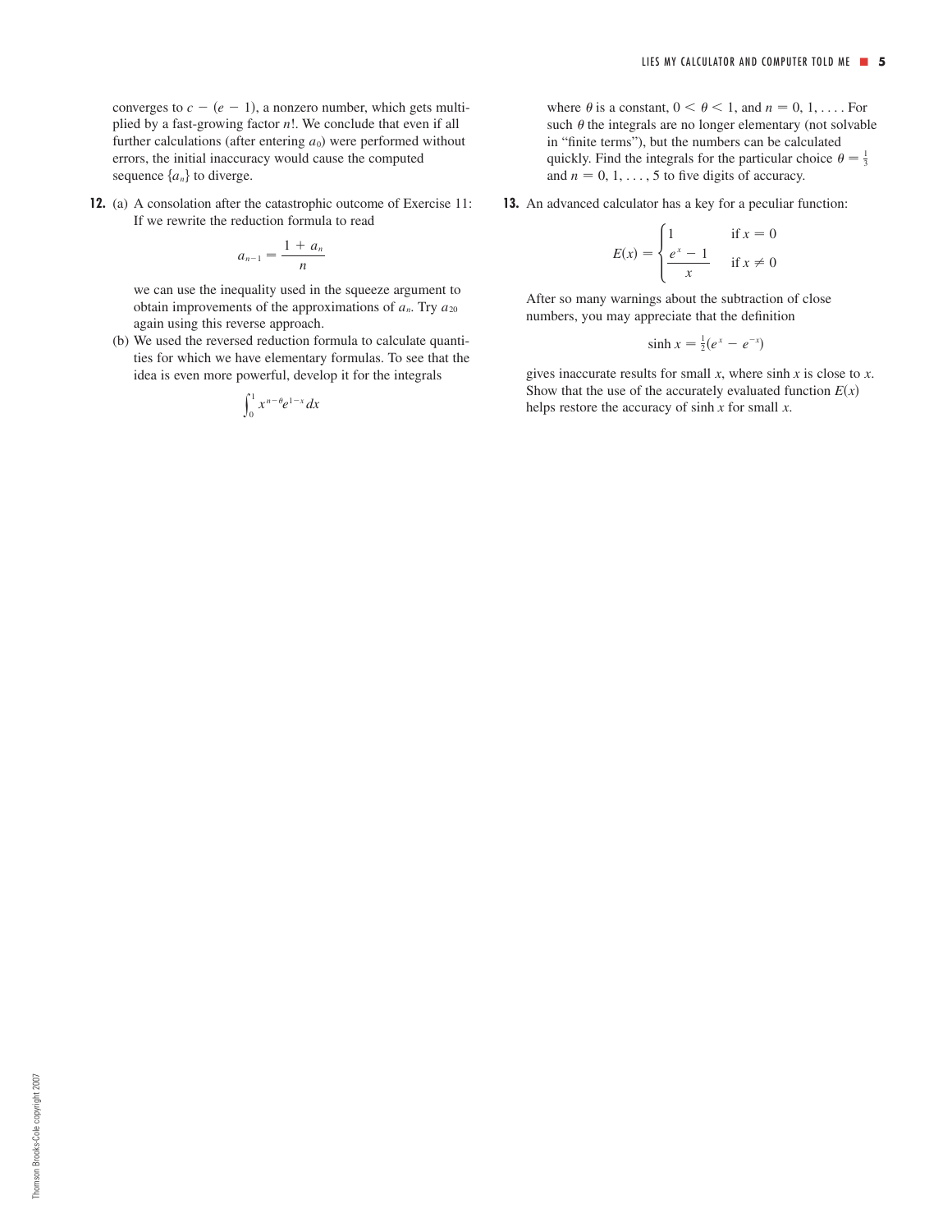converges to $c - (e - 1)$, a nonzero number, which gets multiplied by a fast-growing factor $n!$. We conclude that even if all further calculations (after entering $a_0$) were performed without errors, the initial inaccuracy would cause the computed sequence $\{a_n\}$ to diverge.

**12.** (a) A consolation after the catastrophic outcome of Exercise 11: If we rewrite the reduction formula to read

$$a_{n-1} = \frac{1 + a_n}{n}$$

we can use the inequality used in the squeeze argument to obtain improvements of the approximations of $a_n$. Try $a_{20}$ again using this reverse approach.

(b) We used the reversed reduction formula to calculate quantities for which we have elementary formulas. To see that the idea is even more powerful, develop it for the integrals

$$\int_0^1 x^{n-\theta} e^{1-x}\, dx$$

where $\theta$ is a constant, $0 < \theta < 1$, and $n = 0, 1, \ldots$. For such $\theta$ the integrals are no longer elementary (not solvable in "finite terms"), but the numbers can be calculated quickly. Find the integrals for the particular choice $\theta = \frac{1}{3}$ and $n = 0, 1, \ldots, 5$ to five digits of accuracy.

**13.** An advanced calculator has a key for a peculiar function:

$$E(x) = \begin{cases} 1 & \text{if } x = 0 \\ \dfrac{e^x - 1}{x} & \text{if } x \neq 0 \end{cases}$$

After so many warnings about the subtraction of close numbers, you may appreciate that the definition

$$\sinh x = \tfrac{1}{2}(e^x - e^{-x})$$

gives inaccurate results for small $x$, where $\sinh x$ is close to $x$. Show that the use of the accurately evaluated function $E(x)$ helps restore the accuracy of $\sinh x$ for small $x$.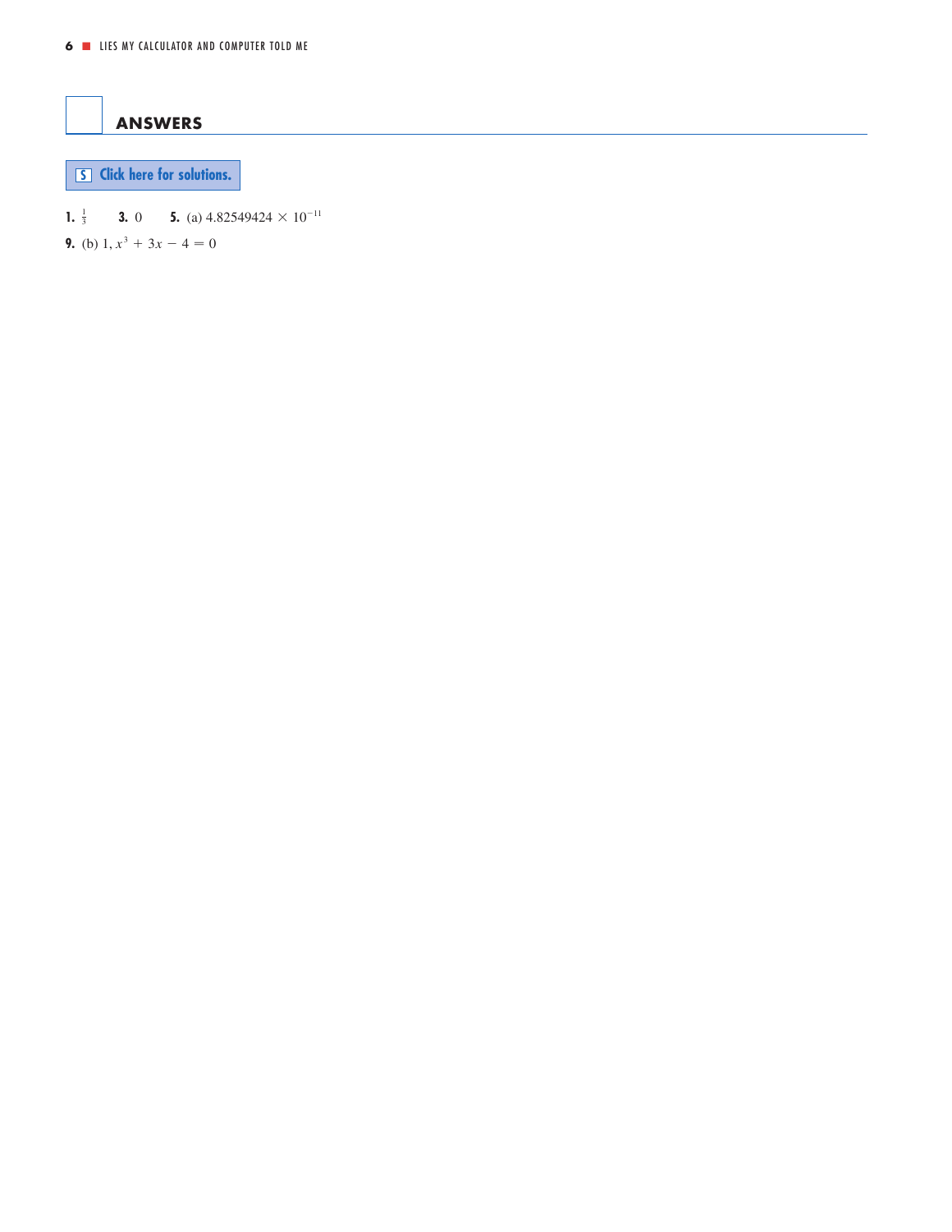## ANSWERS

Click here for solutions.

**1.** $\frac{1}{3}$ **3.** 0 **5.** (a) $4.82549424 \times 10^{-11}$

**9.** (b) $1, x^3 + 3x - 4 = 0$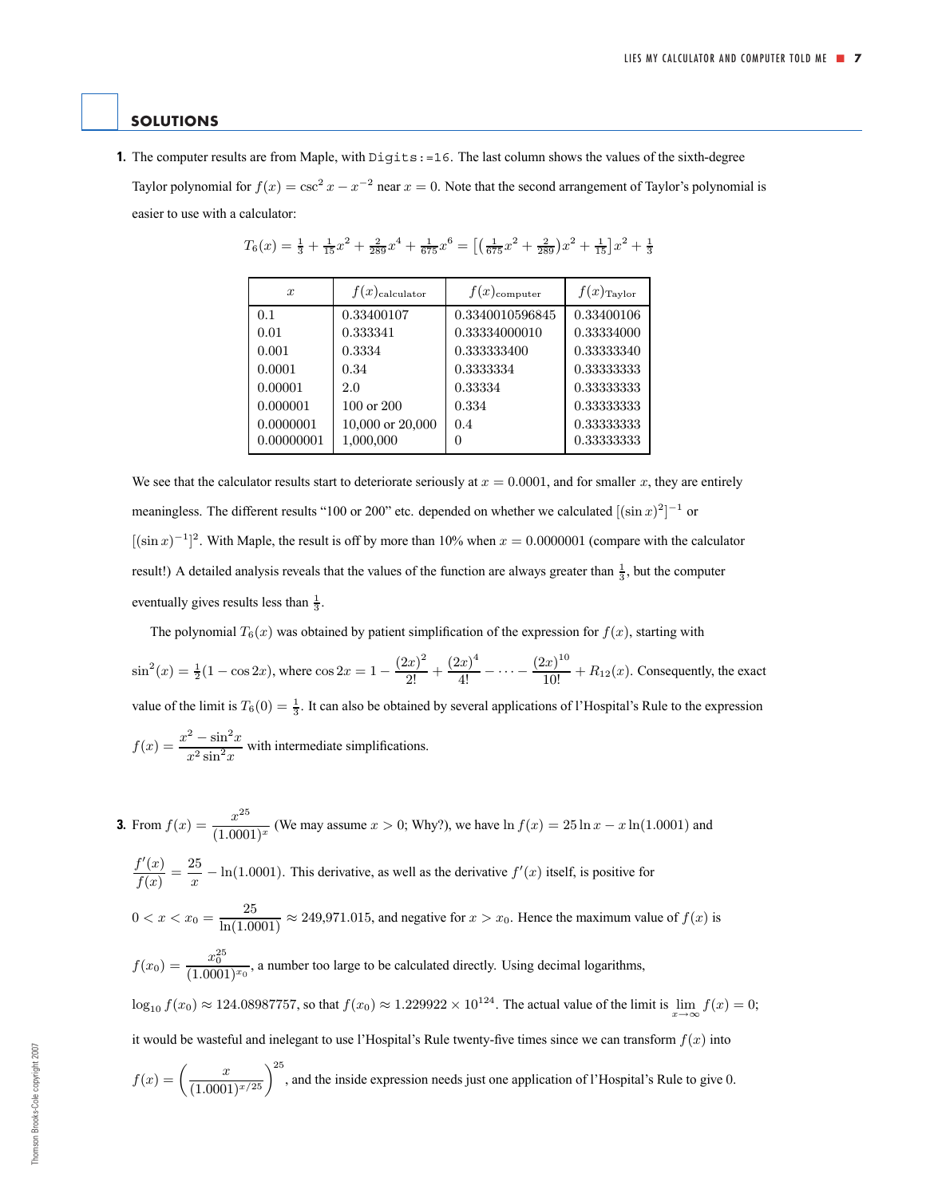## SOLUTIONS

**1.** The computer results are from Maple, with `Digits:=16`. The last column shows the values of the sixth-degree Taylor polynomial for $f(x) = \csc^2 x - x^{-2}$ near $x = 0$. Note that the second arrangement of Taylor's polynomial is easier to use with a calculator:

$$T_6(x) = \tfrac{1}{3} + \tfrac{1}{15}x^2 + \tfrac{2}{289}x^4 + \tfrac{1}{675}x^6 = \left[\left(\tfrac{1}{675}x^2 + \tfrac{2}{289}\right)x^2 + \tfrac{1}{15}\right]x^2 + \tfrac{1}{3}$$

| $x$ | $f(x)_{\text{calculator}}$ | $f(x)_{\text{computer}}$ | $f(x)_{\text{Taylor}}$ |
|---|---|---|---|
| 0.1 | 0.33400107 | 0.3340010596845 | 0.33400106 |
| 0.01 | 0.333341 | 0.33334000010 | 0.33334000 |
| 0.001 | 0.3334 | 0.333333400 | 0.33333340 |
| 0.0001 | 0.34 | 0.3333334 | 0.33333333 |
| 0.00001 | 2.0 | 0.33334 | 0.33333333 |
| 0.000001 | 100 or 200 | 0.334 | 0.33333333 |
| 0.0000001 | 10,000 or 20,000 | 0.4 | 0.33333333 |
| 0.00000001 | 1,000,000 | 0 | 0.33333333 |

We see that the calculator results start to deteriorate seriously at $x = 0.0001$, and for smaller $x$, they are entirely meaningless. The different results "100 or 200" etc. depended on whether we calculated $[(\sin x)^2]^{-1}$ or $[(\sin x)^{-1}]^2$. With Maple, the result is off by more than 10% when $x = 0.0000001$ (compare with the calculator result!) A detailed analysis reveals that the values of the function are always greater than $\frac{1}{3}$, but the computer eventually gives results less than $\frac{1}{3}$.

The polynomial $T_6(x)$ was obtained by patient simplification of the expression for $f(x)$, starting with $\sin^2(x) = \frac{1}{2}(1 - \cos 2x)$, where $\cos 2x = 1 - \dfrac{(2x)^2}{2!} + \dfrac{(2x)^4}{4!} - \cdots - \dfrac{(2x)^{10}}{10!} + R_{12}(x)$. Consequently, the exact value of the limit is $T_6(0) = \frac{1}{3}$. It can also be obtained by several applications of l'Hospital's Rule to the expression $f(x) = \dfrac{x^2 - \sin^2 x}{x^2 \sin^2 x}$ with intermediate simplifications.

**3.** From $f(x) = \dfrac{x^{25}}{(1.0001)^x}$ (We may assume $x > 0$; Why?), we have $\ln f(x) = 25 \ln x - x \ln(1.0001)$ and $\dfrac{f'(x)}{f(x)} = \dfrac{25}{x} - \ln(1.0001)$. This derivative, as well as the derivative $f'(x)$ itself, is positive for $0 < x < x_0 = \dfrac{25}{\ln(1.0001)} \approx 249{,}971.015$, and negative for $x > x_0$. Hence the maximum value of $f(x)$ is $f(x_0) = \dfrac{x_0^{25}}{(1.0001)^{x_0}}$, a number too large to be calculated directly. Using decimal logarithms, $\log_{10} f(x_0) \approx 124.08987757$, so that $f(x_0) \approx 1.229922 \times 10^{124}$. The actual value of the limit is $\lim\limits_{x\to\infty} f(x) = 0$; it would be wasteful and inelegant to use l'Hospital's Rule twenty-five times since we can transform $f(x)$ into $f(x) = \left(\dfrac{x}{(1.0001)^{x/25}}\right)^{25}$, and the inside expression needs just one application of l'Hospital's Rule to give 0.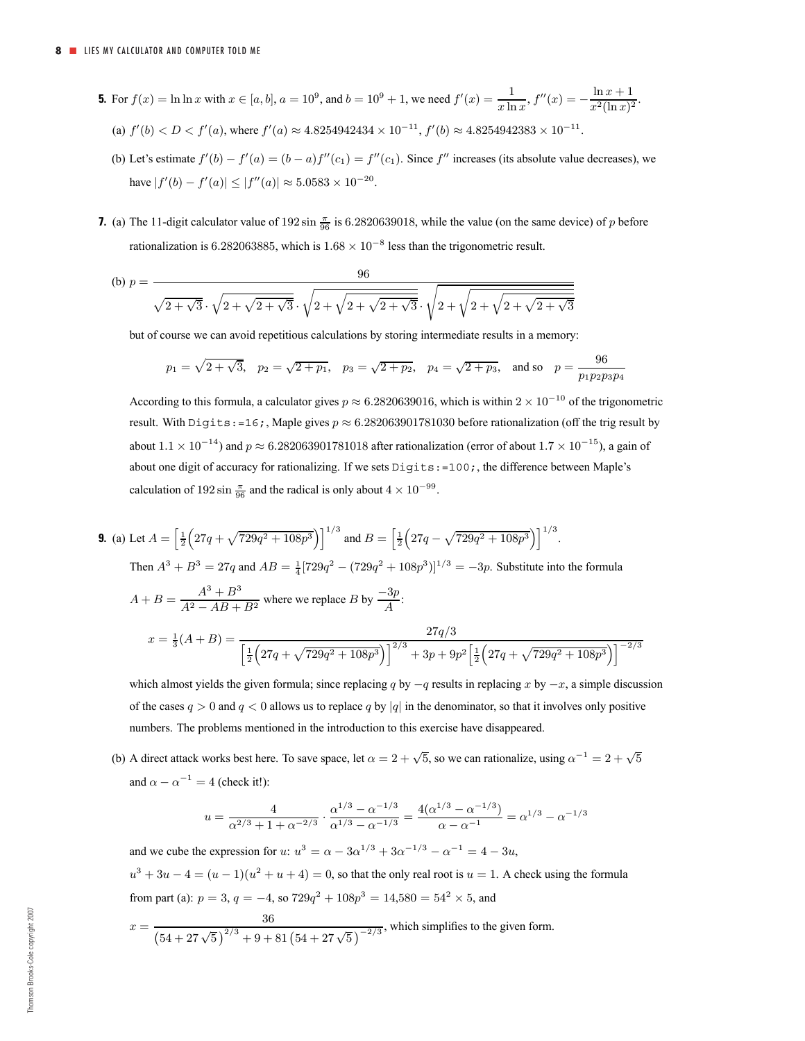**5.** For $f(x) = \ln \ln x$ with $x \in [a, b]$, $a = 10^9$, and $b = 10^9 + 1$, we need $f'(x) = \dfrac{1}{x \ln x}$, $f''(x) = -\dfrac{\ln x + 1}{x^2 (\ln x)^2}$.

(a) $f'(b) < D < f'(a)$, where $f'(a) \approx 4.8254942434 \times 10^{-11}$, $f'(b) \approx 4.8254942383 \times 10^{-11}$.

(b) Let's estimate $f'(b) - f'(a) = (b - a) f''(c_1) = f''(c_1)$. Since $f''$ increases (its absolute value decreases), we have $|f'(b) - f'(a)| \leq |f''(a)| \approx 5.0583 \times 10^{-20}$.

**7.** (a) The 11-digit calculator value of $192 \sin \frac{\pi}{96}$ is 6.2820639018, while the value (on the same device) of $p$ before rationalization is 6.282063885, which is $1.68 \times 10^{-8}$ less than the trigonometric result.

(b) $$p = \frac{96}{\sqrt{2+\sqrt{3}} \cdot \sqrt{2+\sqrt{2+\sqrt{3}}} \cdot \sqrt{2+\sqrt{2+\sqrt{2+\sqrt{3}}}} \cdot \sqrt{2+\sqrt{2+\sqrt{2+\sqrt{2+\sqrt{3}}}}}}$$

but of course we can avoid repetitious calculations by storing intermediate results in a memory:

$$p_1 = \sqrt{2+\sqrt{3}}, \quad p_2 = \sqrt{2+p_1}, \quad p_3 = \sqrt{2+p_2}, \quad p_4 = \sqrt{2+p_3}, \quad \text{and so} \quad p = \frac{96}{p_1 p_2 p_3 p_4}$$

According to this formula, a calculator gives $p \approx 6.2820639016$, which is within $2 \times 10^{-10}$ of the trigonometric result. With `Digits:=16;`, Maple gives $p \approx 6.282063901781030$ before rationalization (off the trig result by about $1.1 \times 10^{-14}$) and $p \approx 6.282063901781018$ after rationalization (error of about $1.7 \times 10^{-15}$), a gain of about one digit of accuracy for rationalizing. If we sets `Digits:=100;`, the difference between Maple's calculation of $192 \sin \frac{\pi}{96}$ and the radical is only about $4 \times 10^{-99}$.

**9.** (a) Let $A = \left[\frac{1}{2}\left(27q + \sqrt{729q^2 + 108p^3}\right)\right]^{1/3}$ and $B = \left[\frac{1}{2}\left(27q - \sqrt{729q^2 + 108p^3}\right)\right]^{1/3}$.

Then $A^3 + B^3 = 27q$ and $AB = \frac{1}{4}[729q^2 - (729q^2 + 108p^3)]^{1/3} = -3p$. Substitute into the formula

$A + B = \dfrac{A^3 + B^3}{A^2 - AB + B^2}$ where we replace $B$ by $\dfrac{-3p}{A}$:

$$x = \tfrac{1}{3}(A + B) = \frac{27q/3}{\left[\frac{1}{2}\left(27q + \sqrt{729q^2 + 108p^3}\right)\right]^{2/3} + 3p + 9p^2\left[\frac{1}{2}\left(27q + \sqrt{729q^2 + 108p^3}\right)\right]^{-2/3}}$$

which almost yields the given formula; since replacing $q$ by $-q$ results in replacing $x$ by $-x$, a simple discussion of the cases $q > 0$ and $q < 0$ allows us to replace $q$ by $|q|$ in the denominator, so that it involves only positive numbers. The problems mentioned in the introduction to this exercise have disappeared.

(b) A direct attack works best here. To save space, let $\alpha = 2 + \sqrt{5}$, so we can rationalize, using $\alpha^{-1} = 2 + \sqrt{5}$ and $\alpha - \alpha^{-1} = 4$ (check it!):

$$u = \frac{4}{\alpha^{2/3} + 1 + \alpha^{-2/3}} \cdot \frac{\alpha^{1/3} - \alpha^{-1/3}}{\alpha^{1/3} - \alpha^{-1/3}} = \frac{4(\alpha^{1/3} - \alpha^{-1/3})}{\alpha - \alpha^{-1}} = \alpha^{1/3} - \alpha^{-1/3}$$

and we cube the expression for $u$: $u^3 = \alpha - 3\alpha^{1/3} + 3\alpha^{-1/3} - \alpha^{-1} = 4 - 3u$,

$u^3 + 3u - 4 = (u - 1)(u^2 + u + 4) = 0$, so that the only real root is $u = 1$. A check using the formula from part (a): $p = 3$, $q = -4$, so $729q^2 + 108p^3 = 14{,}580 = 54^2 \times 5$, and

$x = \dfrac{36}{\left(54 + 27\sqrt{5}\right)^{2/3} + 9 + 81\left(54 + 27\sqrt{5}\right)^{-2/3}}$, which simplifies to the given form.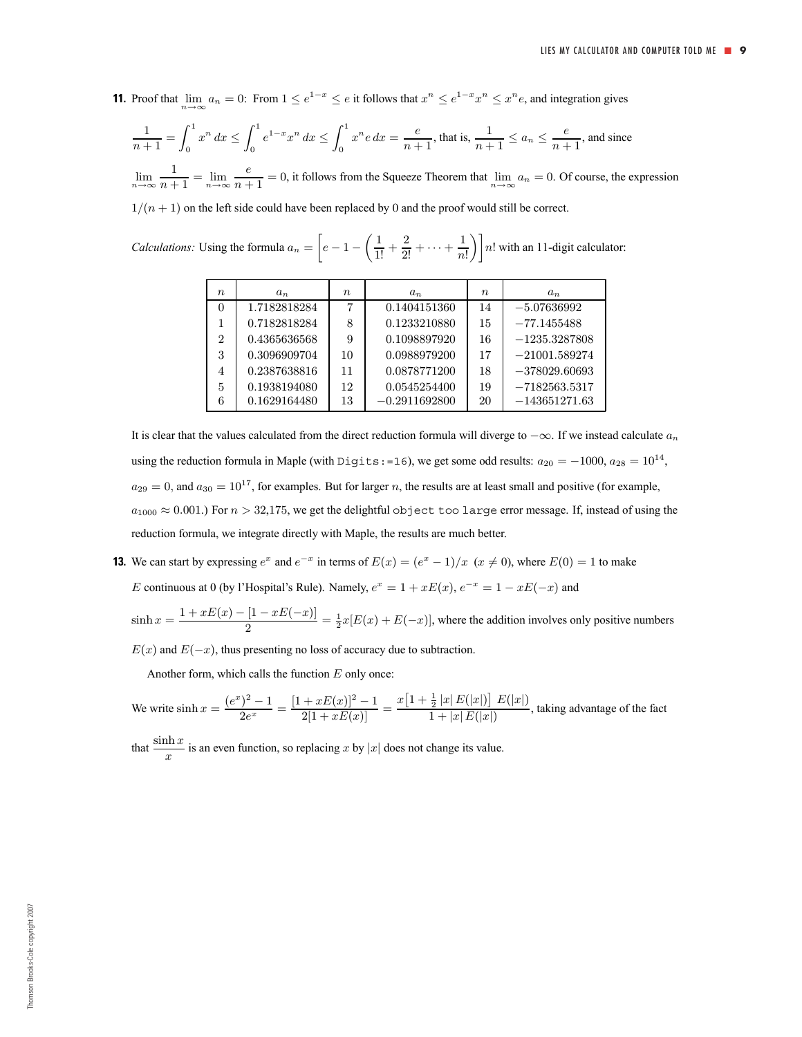**11.** Proof that $\lim_{n\to\infty} a_n = 0$: From $1 \le e^{1-x} \le e$ it follows that $x^n \le e^{1-x}x^n \le x^n e$, and integration gives

$\frac{1}{n+1} = \int_0^1 x^n\,dx \le \int_0^1 e^{1-x}x^n\,dx \le \int_0^1 x^n e\,dx = \frac{e}{n+1}$, that is, $\frac{1}{n+1} \le a_n \le \frac{e}{n+1}$, and since

$\lim_{n\to\infty} \frac{1}{n+1} = \lim_{n\to\infty} \frac{e}{n+1} = 0$, it follows from the Squeeze Theorem that $\lim_{n\to\infty} a_n = 0$. Of course, the expression

$1/(n+1)$ on the left side could have been replaced by 0 and the proof would still be correct.

*Calculations:* Using the formula $a_n = \left[e - 1 - \left(\frac{1}{1!} + \frac{2}{2!} + \cdots + \frac{1}{n!}\right)\right] n!$ with an 11-digit calculator:

| $n$ | $a_n$ | $n$ | $a_n$ | $n$ | $a_n$ |
|---|---|---|---|---|---|
| 0 | 1.7182818284 | 7 | 0.1404151360 | 14 | −5.07636992 |
| 1 | 0.7182818284 | 8 | 0.1233210880 | 15 | −77.1455488 |
| 2 | 0.4365636568 | 9 | 0.1098897920 | 16 | −1235.3287808 |
| 3 | 0.3096909704 | 10 | 0.0988979200 | 17 | −21001.589274 |
| 4 | 0.2387638816 | 11 | 0.0878771200 | 18 | −378029.60693 |
| 5 | 0.1938194080 | 12 | 0.0545254400 | 19 | −7182563.5317 |
| 6 | 0.1629164480 | 13 | −0.2911692800 | 20 | −143651271.63 |

It is clear that the values calculated from the direct reduction formula will diverge to $-\infty$. If we instead calculate $a_n$ using the reduction formula in Maple (with `Digits:=16`), we get some odd results: $a_{20} = -1000$, $a_{28} = 10^{14}$, $a_{29} = 0$, and $a_{30} = 10^{17}$, for examples. But for larger $n$, the results are at least small and positive (for example, $a_{1000} \approx 0.001$.) For $n > 32{,}175$, we get the delightful `object too large` error message. If, instead of using the reduction formula, we integrate directly with Maple, the results are much better.

**13.** We can start by expressing $e^x$ and $e^{-x}$ in terms of $E(x) = (e^x - 1)/x$ $(x \ne 0)$, where $E(0) = 1$ to make $E$ continuous at 0 (by l'Hospital's Rule). Namely, $e^x = 1 + xE(x)$, $e^{-x} = 1 - xE(-x)$ and

$\sinh x = \frac{1 + xE(x) - [1 - xE(-x)]}{2} = \frac{1}{2}x[E(x) + E(-x)]$, where the addition involves only positive numbers $E(x)$ and $E(-x)$, thus presenting no loss of accuracy due to subtraction.

Another form, which calls the function $E$ only once:

We write $\sinh x = \frac{(e^x)^2 - 1}{2e^x} = \frac{[1 + xE(x)]^2 - 1}{2[1 + xE(x)]} = \frac{x\left[1 + \frac{1}{2}|x|\,E(|x|)\right]\,E(|x|)}{1 + |x|\,E(|x|)}$, taking advantage of the fact that $\frac{\sinh x}{x}$ is an even function, so replacing $x$ by $|x|$ does not change its value.